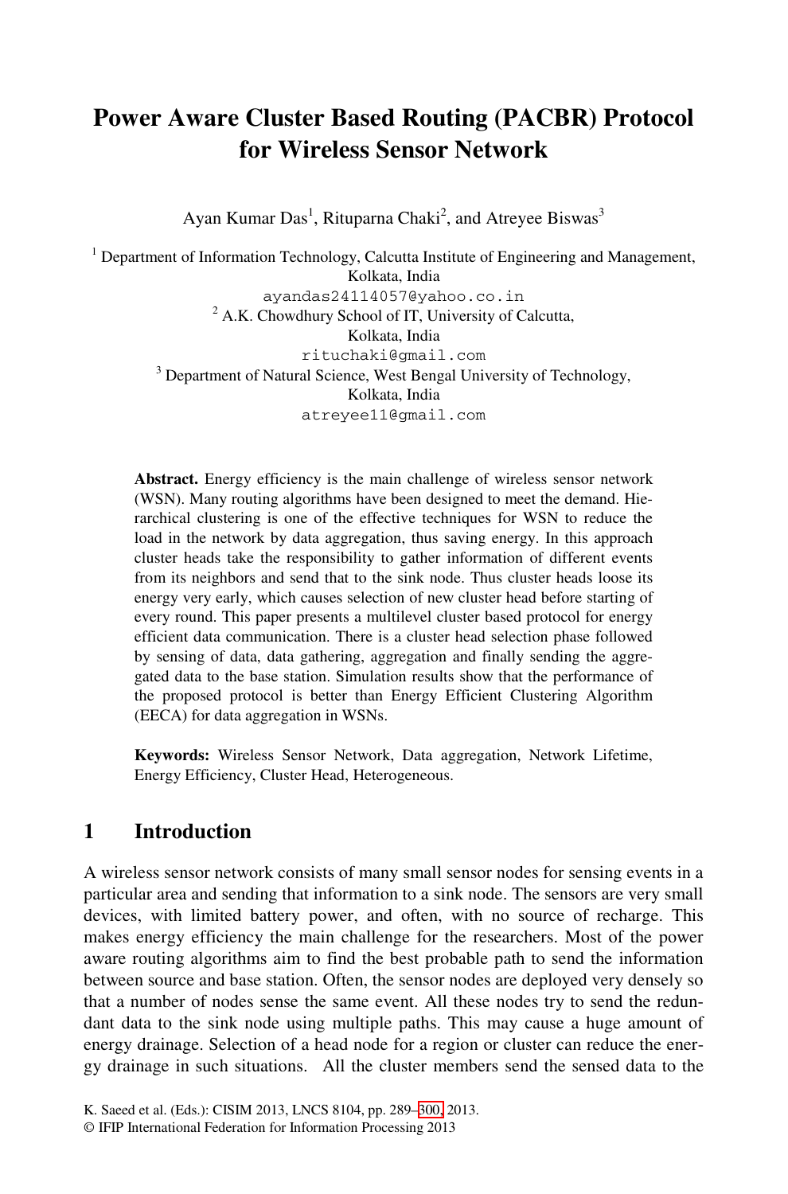# Power Aware Cluster Based Routing (PACBR) Protocol for Wireless Sensor Network

Ayan Kumar Das[1], Rituparna Chaki[2], and Atreyee Biswas[3]

[1] Department of Information Technology, Calcutta Institute of Engineering and Management, Kolkata, India
ayandas24114057@yahoo.co.in
[2] A.K. Chowdhury School of IT, University of Calcutta, Kolkata, India
rituchaki@gmail.com
[3] Department of Natural Science, West Bengal University of Technology, Kolkata, India
atreyee11@gmail.com

**Abstract.** Energy efficiency is the main challenge of wireless sensor network (WSN). Many routing algorithms have been designed to meet the demand. Hierarchical clustering is one of the effective techniques for WSN to reduce the load in the network by data aggregation, thus saving energy. In this approach cluster heads take the responsibility to gather information of different events from its neighbors and send that to the sink node. Thus cluster heads loose its energy very early, which causes selection of new cluster head before starting of every round. This paper presents a multilevel cluster based protocol for energy efficient data communication. There is a cluster head selection phase followed by sensing of data, data gathering, aggregation and finally sending the aggregated data to the base station. Simulation results show that the performance of the proposed protocol is better than Energy Efficient Clustering Algorithm (EECA) for data aggregation in WSNs.

**Keywords:** Wireless Sensor Network, Data aggregation, Network Lifetime, Energy Efficiency, Cluster Head, Heterogeneous.

## 1 Introduction

A wireless sensor network consists of many small sensor nodes for sensing events in a particular area and sending that information to a sink node. The sensors are very small devices, with limited battery power, and often, with no source of recharge. This makes energy efficiency the main challenge for the researchers. Most of the power aware routing algorithms aim to find the best probable path to send the information between source and base station. Often, the sensor nodes are deployed very densely so that a number of nodes sense the same event. All these nodes try to send the redundant data to the sink node using multiple paths. This may cause a huge amount of energy drainage. Selection of a head node for a region or cluster can reduce the energy drainage in such situations. All the cluster members send the sensed data to the

K. Saeed et al. (Eds.): CISIM 2013, LNCS 8104, pp. 289–300, 2013.
© IFIP International Federation for Information Processing 2013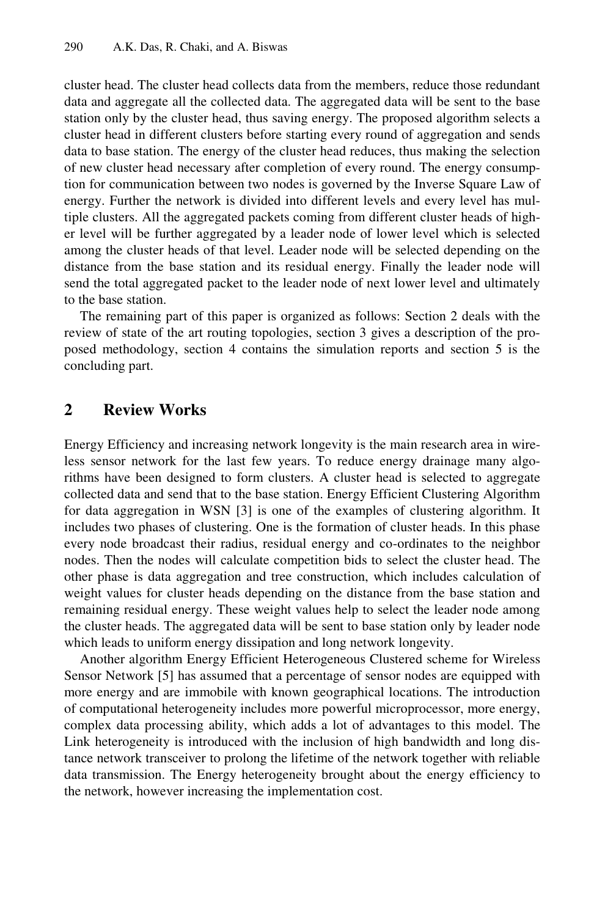cluster head. The cluster head collects data from the members, reduce those redundant data and aggregate all the collected data. The aggregated data will be sent to the base station only by the cluster head, thus saving energy. The proposed algorithm selects a cluster head in different clusters before starting every round of aggregation and sends data to base station. The energy of the cluster head reduces, thus making the selection of new cluster head necessary after completion of every round. The energy consumption for communication between two nodes is governed by the Inverse Square Law of energy. Further the network is divided into different levels and every level has multiple clusters. All the aggregated packets coming from different cluster heads of higher level will be further aggregated by a leader node of lower level which is selected among the cluster heads of that level. Leader node will be selected depending on the distance from the base station and its residual energy. Finally the leader node will send the total aggregated packet to the leader node of next lower level and ultimately to the base station.

The remaining part of this paper is organized as follows: Section 2 deals with the review of state of the art routing topologies, section 3 gives a description of the proposed methodology, section 4 contains the simulation reports and section 5 is the concluding part.

## 2 Review Works

Energy Efficiency and increasing network longevity is the main research area in wireless sensor network for the last few years. To reduce energy drainage many algorithms have been designed to form clusters. A cluster head is selected to aggregate collected data and send that to the base station. Energy Efficient Clustering Algorithm for data aggregation in WSN [3] is one of the examples of clustering algorithm. It includes two phases of clustering. One is the formation of cluster heads. In this phase every node broadcast their radius, residual energy and co-ordinates to the neighbor nodes. Then the nodes will calculate competition bids to select the cluster head. The other phase is data aggregation and tree construction, which includes calculation of weight values for cluster heads depending on the distance from the base station and remaining residual energy. These weight values help to select the leader node among the cluster heads. The aggregated data will be sent to base station only by leader node which leads to uniform energy dissipation and long network longevity.

Another algorithm Energy Efficient Heterogeneous Clustered scheme for Wireless Sensor Network [5] has assumed that a percentage of sensor nodes are equipped with more energy and are immobile with known geographical locations. The introduction of computational heterogeneity includes more powerful microprocessor, more energy, complex data processing ability, which adds a lot of advantages to this model. The Link heterogeneity is introduced with the inclusion of high bandwidth and long distance network transceiver to prolong the lifetime of the network together with reliable data transmission. The Energy heterogeneity brought about the energy efficiency to the network, however increasing the implementation cost.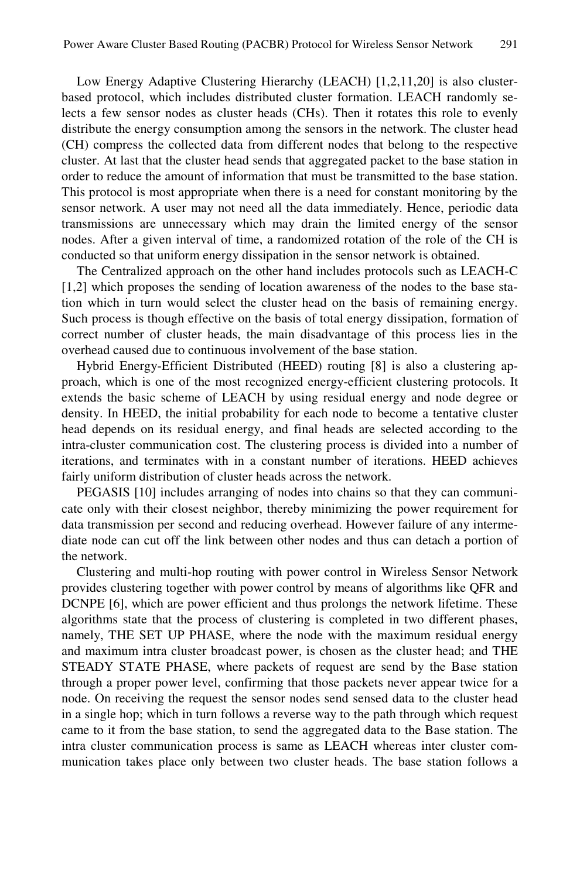Low Energy Adaptive Clustering Hierarchy (LEACH) [1,2,11,20] is also cluster-based protocol, which includes distributed cluster formation. LEACH randomly selects a few sensor nodes as cluster heads (CHs). Then it rotates this role to evenly distribute the energy consumption among the sensors in the network. The cluster head (CH) compress the collected data from different nodes that belong to the respective cluster. At last that the cluster head sends that aggregated packet to the base station in order to reduce the amount of information that must be transmitted to the base station. This protocol is most appropriate when there is a need for constant monitoring by the sensor network. A user may not need all the data immediately. Hence, periodic data transmissions are unnecessary which may drain the limited energy of the sensor nodes. After a given interval of time, a randomized rotation of the role of the CH is conducted so that uniform energy dissipation in the sensor network is obtained.

The Centralized approach on the other hand includes protocols such as LEACH-C [1,2] which proposes the sending of location awareness of the nodes to the base station which in turn would select the cluster head on the basis of remaining energy. Such process is though effective on the basis of total energy dissipation, formation of correct number of cluster heads, the main disadvantage of this process lies in the overhead caused due to continuous involvement of the base station.

Hybrid Energy-Efficient Distributed (HEED) routing [8] is also a clustering approach, which is one of the most recognized energy-efficient clustering protocols. It extends the basic scheme of LEACH by using residual energy and node degree or density. In HEED, the initial probability for each node to become a tentative cluster head depends on its residual energy, and final heads are selected according to the intra-cluster communication cost. The clustering process is divided into a number of iterations, and terminates with in a constant number of iterations. HEED achieves fairly uniform distribution of cluster heads across the network.

PEGASIS [10] includes arranging of nodes into chains so that they can communicate only with their closest neighbor, thereby minimizing the power requirement for data transmission per second and reducing overhead. However failure of any intermediate node can cut off the link between other nodes and thus can detach a portion of the network.

Clustering and multi-hop routing with power control in Wireless Sensor Network provides clustering together with power control by means of algorithms like QFR and DCNPE [6], which are power efficient and thus prolongs the network lifetime. These algorithms state that the process of clustering is completed in two different phases, namely, THE SET UP PHASE, where the node with the maximum residual energy and maximum intra cluster broadcast power, is chosen as the cluster head; and THE STEADY STATE PHASE, where packets of request are send by the Base station through a proper power level, confirming that those packets never appear twice for a node. On receiving the request the sensor nodes send sensed data to the cluster head in a single hop; which in turn follows a reverse way to the path through which request came to it from the base station, to send the aggregated data to the Base station. The intra cluster communication process is same as LEACH whereas inter cluster communication takes place only between two cluster heads. The base station follows a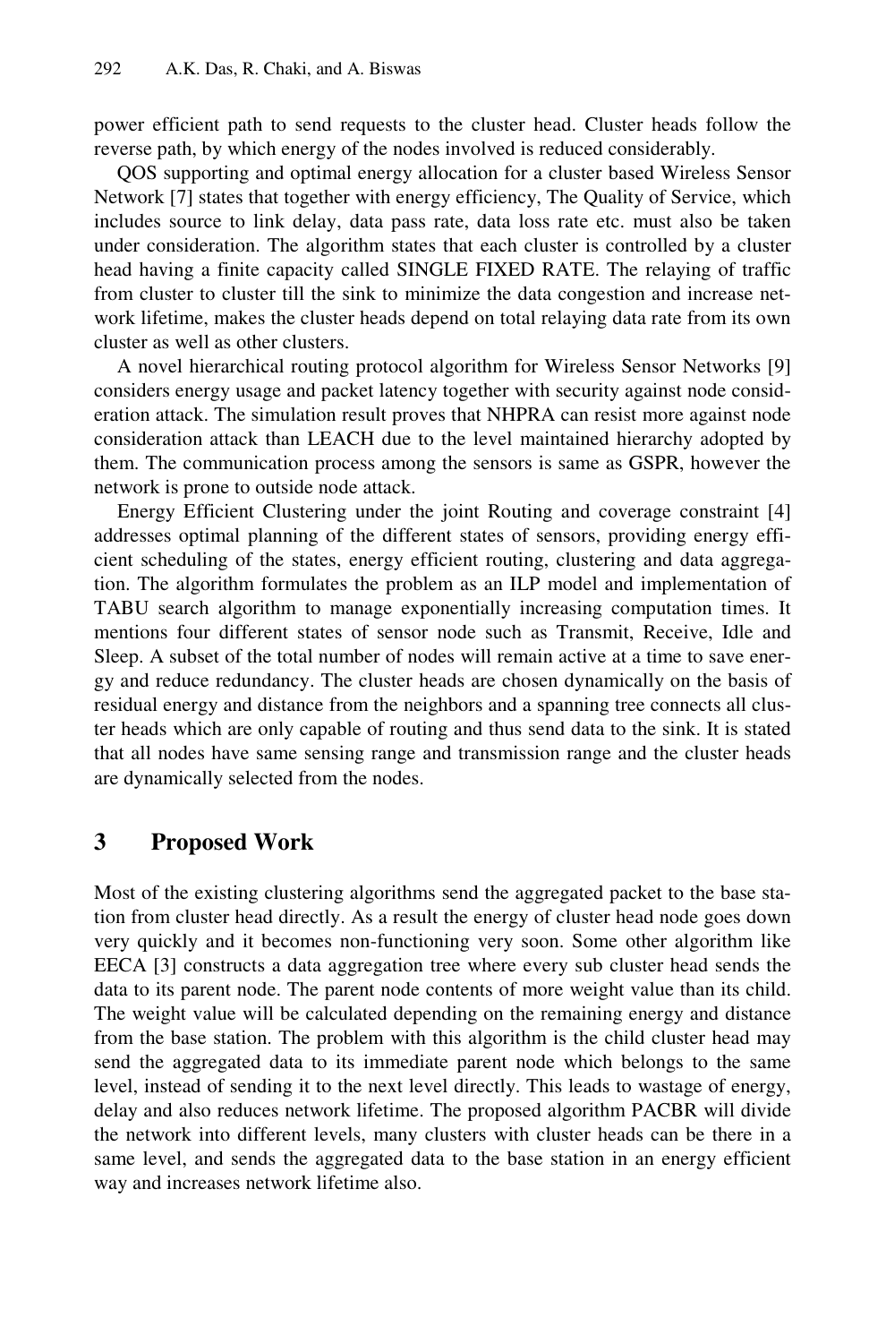power efficient path to send requests to the cluster head. Cluster heads follow the reverse path, by which energy of the nodes involved is reduced considerably.

QOS supporting and optimal energy allocation for a cluster based Wireless Sensor Network [7] states that together with energy efficiency, The Quality of Service, which includes source to link delay, data pass rate, data loss rate etc. must also be taken under consideration. The algorithm states that each cluster is controlled by a cluster head having a finite capacity called SINGLE FIXED RATE. The relaying of traffic from cluster to cluster till the sink to minimize the data congestion and increase network lifetime, makes the cluster heads depend on total relaying data rate from its own cluster as well as other clusters.

A novel hierarchical routing protocol algorithm for Wireless Sensor Networks [9] considers energy usage and packet latency together with security against node consideration attack. The simulation result proves that NHPRA can resist more against node consideration attack than LEACH due to the level maintained hierarchy adopted by them. The communication process among the sensors is same as GSPR, however the network is prone to outside node attack.

Energy Efficient Clustering under the joint Routing and coverage constraint [4] addresses optimal planning of the different states of sensors, providing energy efficient scheduling of the states, energy efficient routing, clustering and data aggregation. The algorithm formulates the problem as an ILP model and implementation of TABU search algorithm to manage exponentially increasing computation times. It mentions four different states of sensor node such as Transmit, Receive, Idle and Sleep. A subset of the total number of nodes will remain active at a time to save energy and reduce redundancy. The cluster heads are chosen dynamically on the basis of residual energy and distance from the neighbors and a spanning tree connects all cluster heads which are only capable of routing and thus send data to the sink. It is stated that all nodes have same sensing range and transmission range and the cluster heads are dynamically selected from the nodes.

## 3 Proposed Work

Most of the existing clustering algorithms send the aggregated packet to the base station from cluster head directly. As a result the energy of cluster head node goes down very quickly and it becomes non-functioning very soon. Some other algorithm like EECA [3] constructs a data aggregation tree where every sub cluster head sends the data to its parent node. The parent node contents of more weight value than its child. The weight value will be calculated depending on the remaining energy and distance from the base station. The problem with this algorithm is the child cluster head may send the aggregated data to its immediate parent node which belongs to the same level, instead of sending it to the next level directly. This leads to wastage of energy, delay and also reduces network lifetime. The proposed algorithm PACBR will divide the network into different levels, many clusters with cluster heads can be there in a same level, and sends the aggregated data to the base station in an energy efficient way and increases network lifetime also.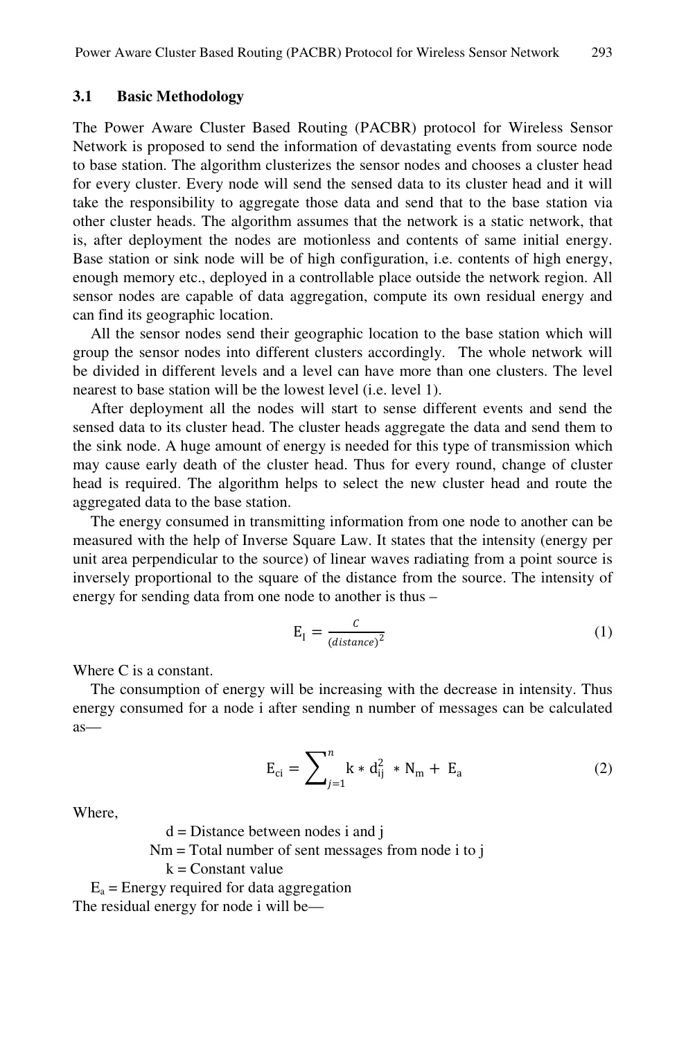### 3.1 Basic Methodology

The Power Aware Cluster Based Routing (PACBR) protocol for Wireless Sensor Network is proposed to send the information of devastating events from source node to base station. The algorithm clusterizes the sensor nodes and chooses a cluster head for every cluster. Every node will send the sensed data to its cluster head and it will take the responsibility to aggregate those data and send that to the base station via other cluster heads. The algorithm assumes that the network is a static network, that is, after deployment the nodes are motionless and contents of same initial energy. Base station or sink node will be of high configuration, i.e. contents of high energy, enough memory etc., deployed in a controllable place outside the network region. All sensor nodes are capable of data aggregation, compute its own residual energy and can find its geographic location.

All the sensor nodes send their geographic location to the base station which will group the sensor nodes into different clusters accordingly. The whole network will be divided in different levels and a level can have more than one clusters. The level nearest to base station will be the lowest level (i.e. level 1).

After deployment all the nodes will start to sense different events and send the sensed data to its cluster head. The cluster heads aggregate the data and send them to the sink node. A huge amount of energy is needed for this type of transmission which may cause early death of the cluster head. Thus for every round, change of cluster head is required. The algorithm helps to select the new cluster head and route the aggregated data to the base station.

The energy consumed in transmitting information from one node to another can be measured with the help of Inverse Square Law. It states that the intensity (energy per unit area perpendicular to the source) of linear waves radiating from a point source is inversely proportional to the square of the distance from the source. The intensity of energy for sending data from one node to another is thus –

$$E_I = \frac{C}{(distance)^2} \tag{1}$$

Where C is a constant.

The consumption of energy will be increasing with the decrease in intensity. Thus energy consumed for a node i after sending n number of messages can be calculated as—

$$E_{ci} = \sum_{j=1}^{n} k * d_{ij}^2 * N_m + E_a \tag{2}$$

Where,

d = Distance between nodes i and j

Nm = Total number of sent messages from node i to j

k = Constant value

$E_a$ = Energy required for data aggregation

The residual energy for node i will be—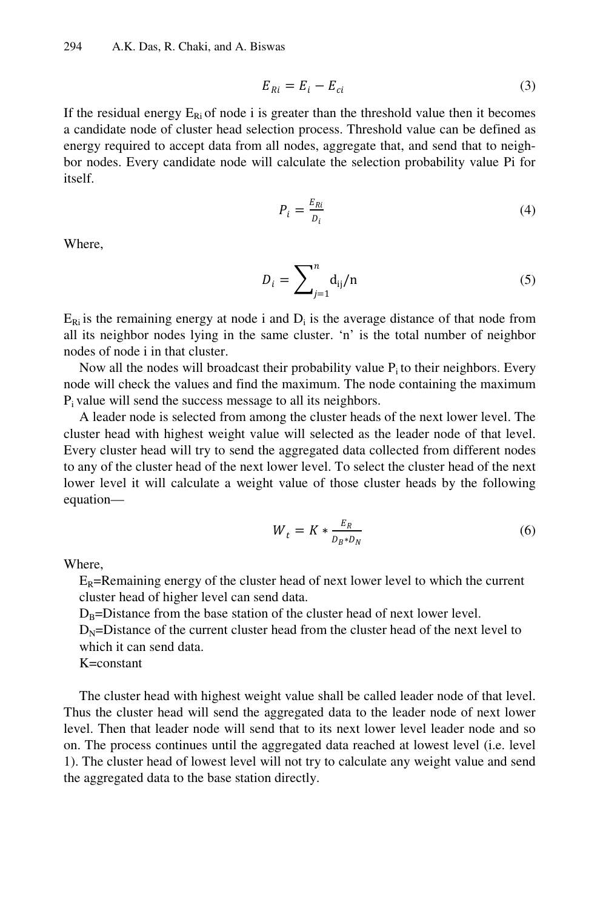$$E_{Ri} = E_i - E_{ci} \tag{3}$$

If the residual energy $E_{Ri}$ of node i is greater than the threshold value then it becomes a candidate node of cluster head selection process. Threshold value can be defined as energy required to accept data from all nodes, aggregate that, and send that to neighbor nodes. Every candidate node will calculate the selection probability value Pi for itself.

$$P_i = \frac{E_{Ri}}{D_i} \tag{4}$$

Where,

$$D_i = \sum_{j=1}^{n} d_{ij}/n \tag{5}$$

$E_{Ri}$ is the remaining energy at node i and $D_i$ is the average distance of that node from all its neighbor nodes lying in the same cluster. 'n' is the total number of neighbor nodes of node i in that cluster.

Now all the nodes will broadcast their probability value $P_i$ to their neighbors. Every node will check the values and find the maximum. The node containing the maximum $P_i$ value will send the success message to all its neighbors.

A leader node is selected from among the cluster heads of the next lower level. The cluster head with highest weight value will selected as the leader node of that level. Every cluster head will try to send the aggregated data collected from different nodes to any of the cluster head of the next lower level. To select the cluster head of the next lower level it will calculate a weight value of those cluster heads by the following equation—

$$W_t = K * \frac{E_R}{D_B * D_N} \tag{6}$$

Where,

$E_R$=Remaining energy of the cluster head of next lower level to which the current cluster head of higher level can send data.
$D_B$=Distance from the base station of the cluster head of next lower level.
$D_N$=Distance of the current cluster head from the cluster head of the next level to which it can send data.
K=constant

The cluster head with highest weight value shall be called leader node of that level. Thus the cluster head will send the aggregated data to the leader node of next lower level. Then that leader node will send that to its next lower level leader node and so on. The process continues until the aggregated data reached at lowest level (i.e. level 1). The cluster head of lowest level will not try to calculate any weight value and send the aggregated data to the base station directly.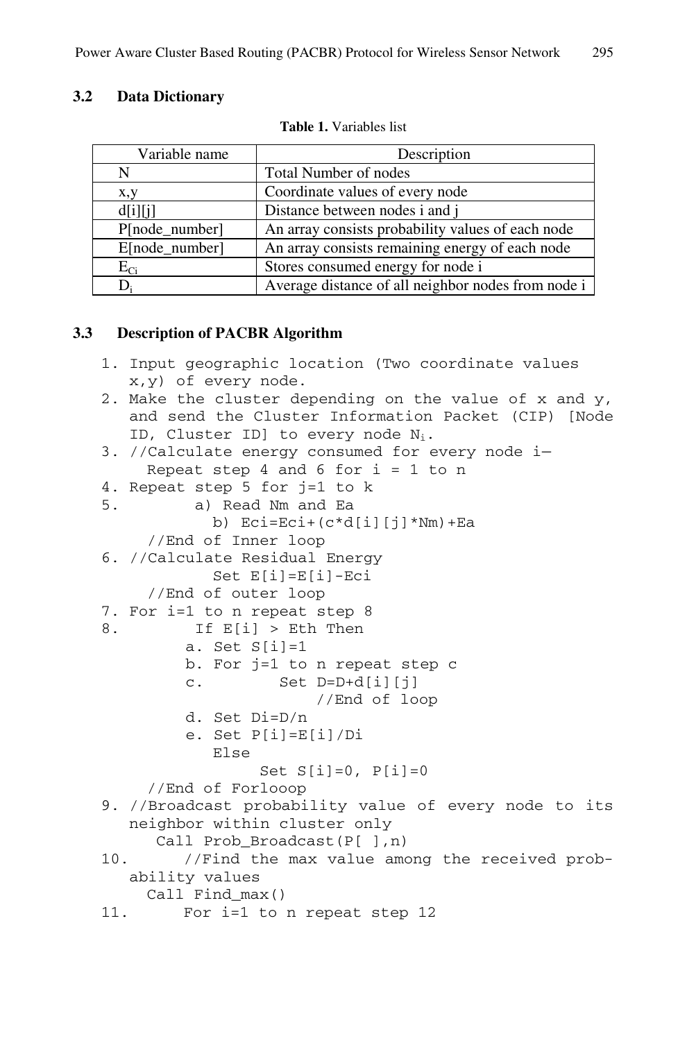### 3.2 Data Dictionary

**Table 1.** Variables list

| Variable name | Description |
|---|---|
| N | Total Number of nodes |
| x,y | Coordinate values of every node |
| d[i][j] | Distance between nodes i and j |
| P[node_number] | An array consists probability values of each node |
| E[node_number] | An array consists remaining energy of each node |
| $E_{Ci}$ | Stores consumed energy for node i |
| $D_i$ | Average distance of all neighbor nodes from node i |

### 3.3 Description of PACBR Algorithm

```
1. Input geographic location (Two coordinate values
   x,y) of every node.
2. Make the cluster depending on the value of x and y,
   and send the Cluster Information Packet (CIP) [Node
   ID, Cluster ID] to every node Ni.
3. //Calculate energy consumed for every node i—
     Repeat step 4 and 6 for i = 1 to n
4. Repeat step 5 for j=1 to k
5.        a) Read Nm and Ea
            b) Eci=Eci+(c*d[i][j]*Nm)+Ea
     //End of Inner loop
6. //Calculate Residual Energy
            Set E[i]=E[i]-Eci
     //End of outer loop
7. For i=1 to n repeat step 8
8.        If E[i] > Eth Then
         a. Set S[i]=1
         b. For j=1 to n repeat step c
         c.        Set D=D+d[i][j]
                      //End of loop
         d. Set Di=D/n
         e. Set P[i]=E[i]/Di
            Else
                 Set S[i]=0, P[i]=0
     //End of Forlooop
9. //Broadcast probability value of every node to its
   neighbor within cluster only
      Call Prob_Broadcast(P[ ],n)
10.      //Find the max value among the received prob-
   ability values
     Call Find_max()
11.      For i=1 to n repeat step 12
```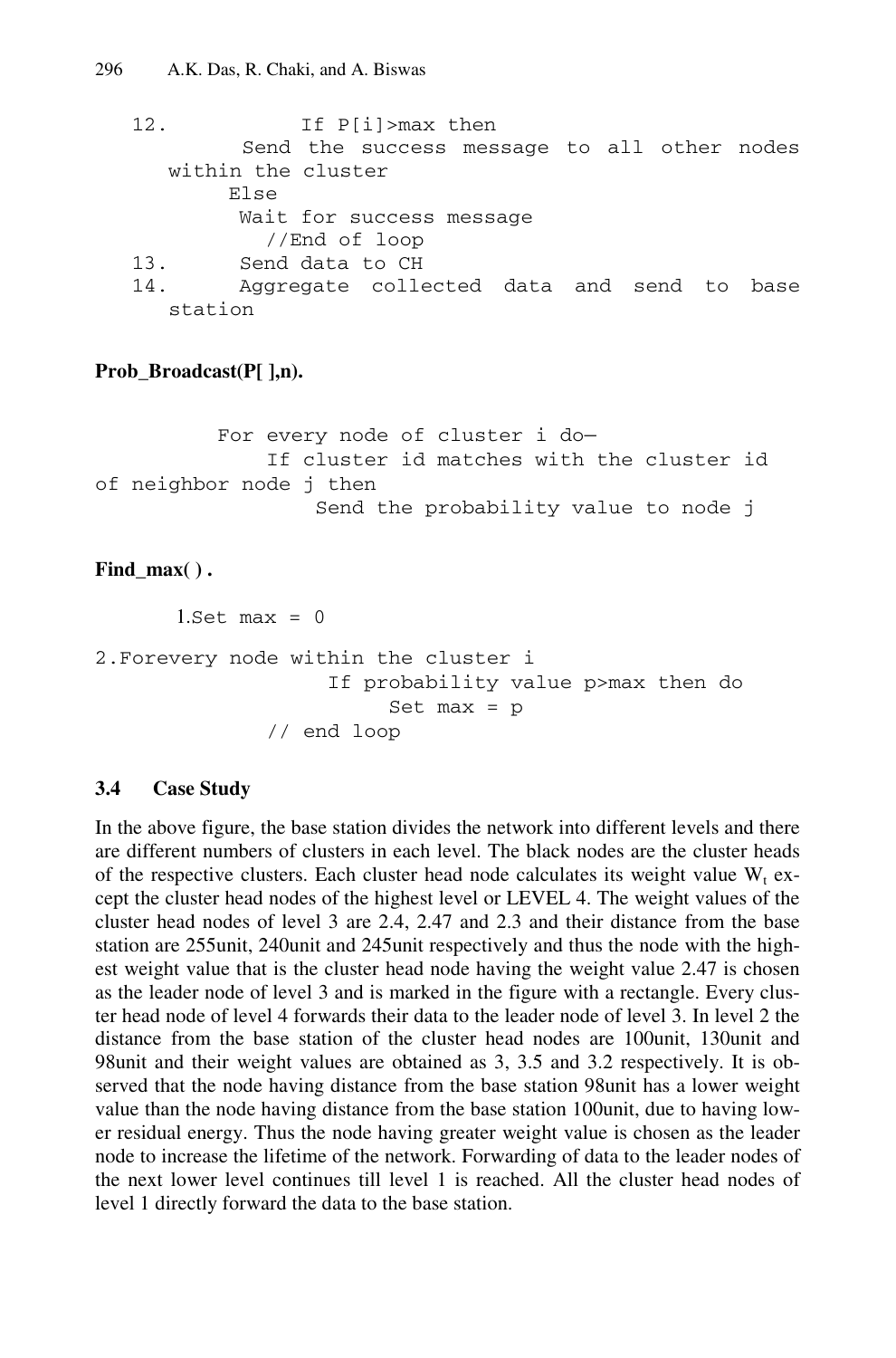```
12.          If P[i]>max then
         Send the success message to all other nodes
   within the cluster
        Else
         Wait for success message
           //End of loop
13.      Send data to CH
14.      Aggregate collected data and send to base
   station
```

**Prob_Broadcast(P[ ],n).**

```
        For every node of cluster i do—
            If cluster id matches with the cluster id
of neighbor node j then
                Send the probability value to node j
```

**Find_max( ) .**

```
     1.Set max = 0

2.Forevery node within the cluster i
                 If probability value p>max then do
                      Set max = p
          // end loop
```

### 3.4 Case Study

In the above figure, the base station divides the network into different levels and there are different numbers of clusters in each level. The black nodes are the cluster heads of the respective clusters. Each cluster head node calculates its weight value $W_t$ except the cluster head nodes of the highest level or LEVEL 4. The weight values of the cluster head nodes of level 3 are 2.4, 2.47 and 2.3 and their distance from the base station are 255unit, 240unit and 245unit respectively and thus the node with the highest weight value that is the cluster head node having the weight value 2.47 is chosen as the leader node of level 3 and is marked in the figure with a rectangle. Every cluster head node of level 4 forwards their data to the leader node of level 3. In level 2 the distance from the base station of the cluster head nodes are 100unit, 130unit and 98unit and their weight values are obtained as 3, 3.5 and 3.2 respectively. It is observed that the node having distance from the base station 98unit has a lower weight value than the node having distance from the base station 100unit, due to having lower residual energy. Thus the node having greater weight value is chosen as the leader node to increase the lifetime of the network. Forwarding of data to the leader nodes of the next lower level continues till level 1 is reached. All the cluster head nodes of level 1 directly forward the data to the base station.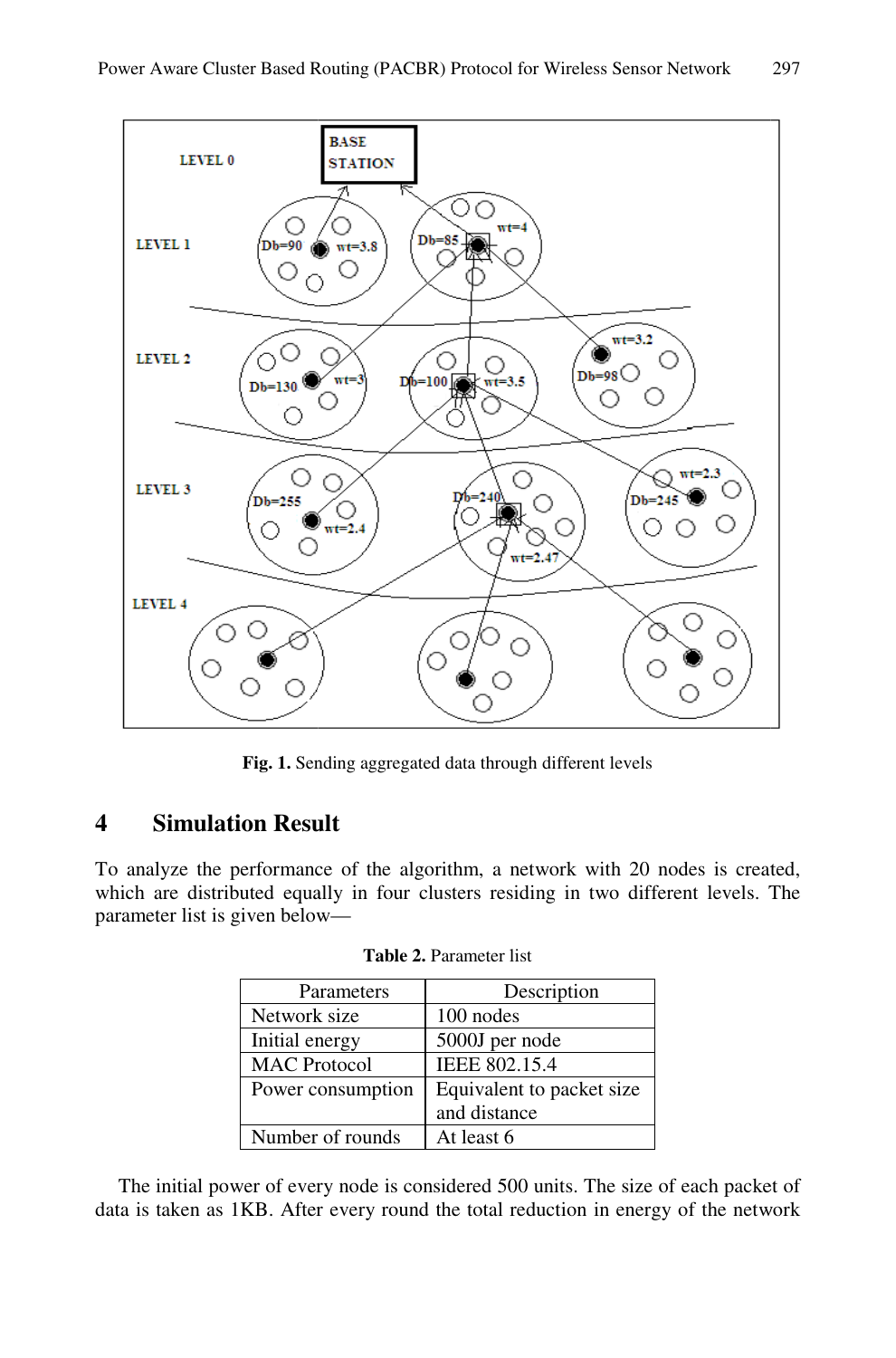Fig. 1. Sending aggregated data through different levels

## 4 Simulation Result

To analyze the performance of the algorithm, a network with 20 nodes is created, which are distributed equally in four clusters residing in two different levels. The parameter list is given below—

**Table 2.** Parameter list

| Parameters | Description |
|---|---|
| Network size | 100 nodes |
| Initial energy | 5000J per node |
| MAC Protocol | IEEE 802.15.4 |
| Power consumption | Equivalent to packet size and distance |
| Number of rounds | At least 6 |

The initial power of every node is considered 500 units. The size of each packet of data is taken as 1KB. After every round the total reduction in energy of the network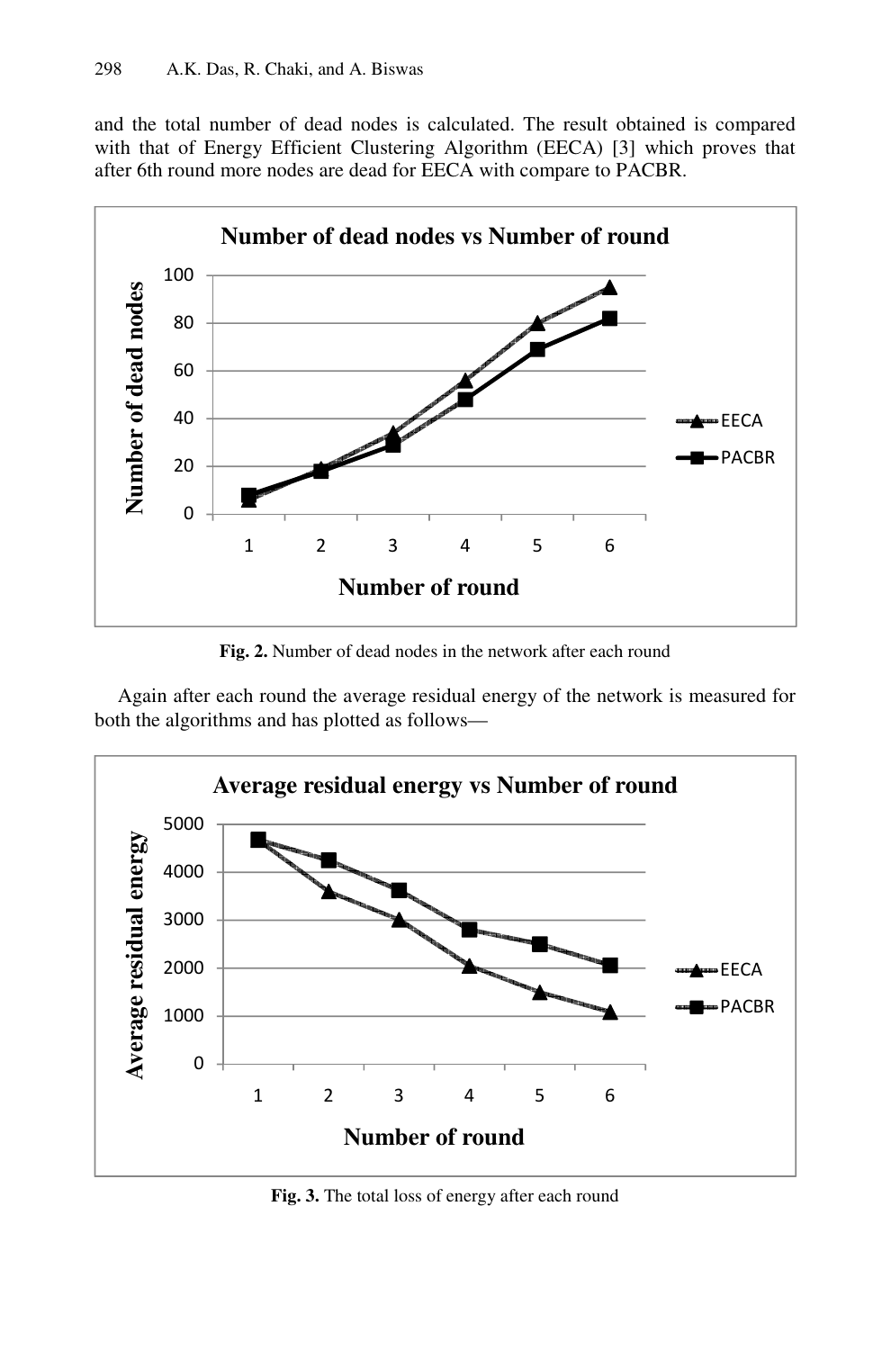and the total number of dead nodes is calculated. The result obtained is compared with that of Energy Efficient Clustering Algorithm (EECA) [3] which proves that after 6th round more nodes are dead for EECA with compare to PACBR.

**Fig. 2.** Number of dead nodes in the network after each round

Again after each round the average residual energy of the network is measured for both the algorithms and has plotted as follows—

**Fig. 3.** The total loss of energy after each round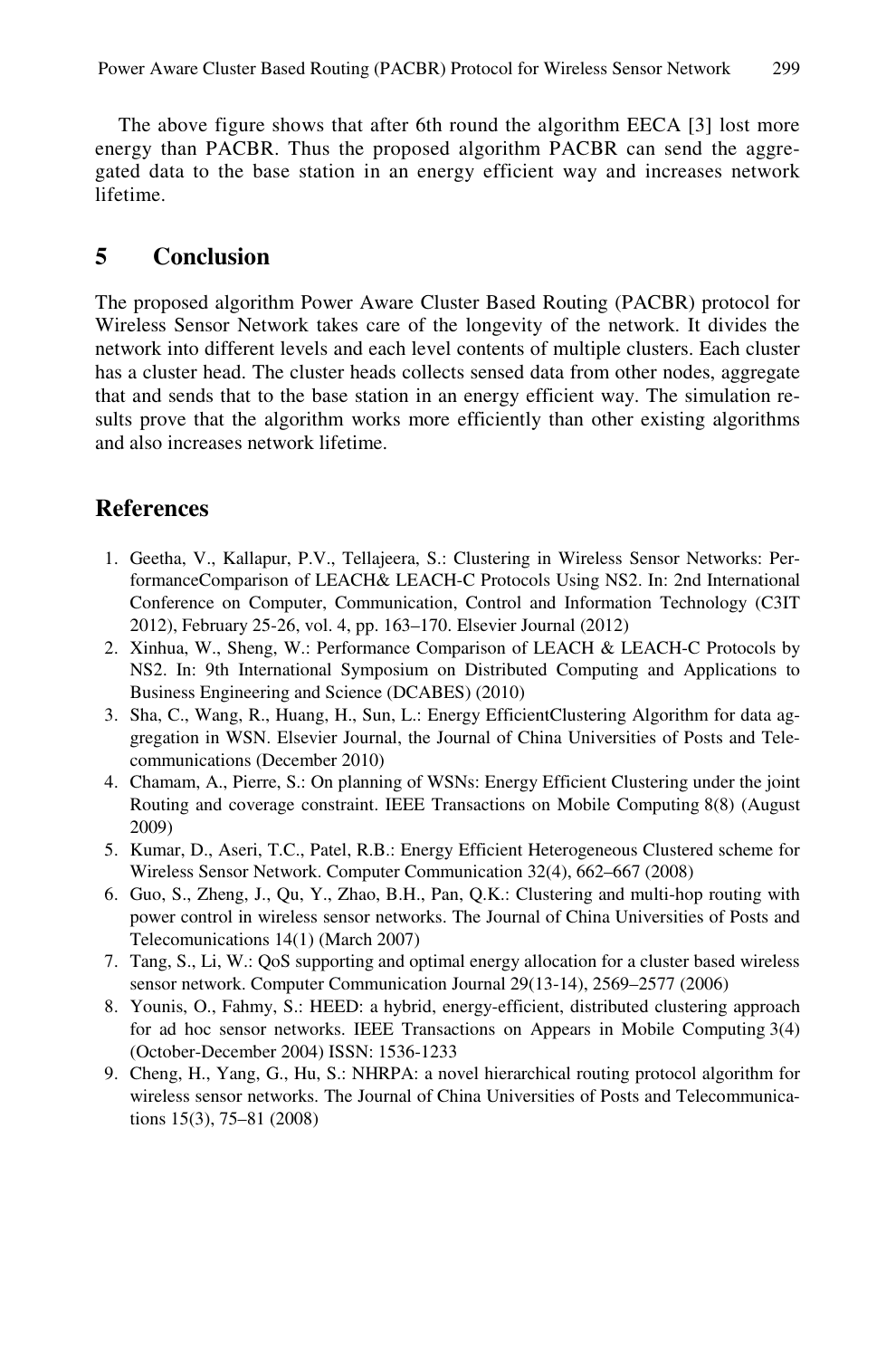The above figure shows that after 6th round the algorithm EECA [3] lost more energy than PACBR. Thus the proposed algorithm PACBR can send the aggregated data to the base station in an energy efficient way and increases network lifetime.

## 5 Conclusion

The proposed algorithm Power Aware Cluster Based Routing (PACBR) protocol for Wireless Sensor Network takes care of the longevity of the network. It divides the network into different levels and each level contents of multiple clusters. Each cluster has a cluster head. The cluster heads collects sensed data from other nodes, aggregate that and sends that to the base station in an energy efficient way. The simulation results prove that the algorithm works more efficiently than other existing algorithms and also increases network lifetime.

## References

1. Geetha, V., Kallapur, P.V., Tellajeera, S.: Clustering in Wireless Sensor Networks: PerformanceComparison of LEACH& LEACH-C Protocols Using NS2. In: 2nd International Conference on Computer, Communication, Control and Information Technology (C3IT 2012), February 25-26, vol. 4, pp. 163–170. Elsevier Journal (2012)
2. Xinhua, W., Sheng, W.: Performance Comparison of LEACH & LEACH-C Protocols by NS2. In: 9th International Symposium on Distributed Computing and Applications to Business Engineering and Science (DCABES) (2010)
3. Sha, C., Wang, R., Huang, H., Sun, L.: Energy EfficientClustering Algorithm for data aggregation in WSN. Elsevier Journal, the Journal of China Universities of Posts and Telecommunications (December 2010)
4. Chamam, A., Pierre, S.: On planning of WSNs: Energy Efficient Clustering under the joint Routing and coverage constraint. IEEE Transactions on Mobile Computing 8(8) (August 2009)
5. Kumar, D., Aseri, T.C., Patel, R.B.: Energy Efficient Heterogeneous Clustered scheme for Wireless Sensor Network. Computer Communication 32(4), 662–667 (2008)
6. Guo, S., Zheng, J., Qu, Y., Zhao, B.H., Pan, Q.K.: Clustering and multi-hop routing with power control in wireless sensor networks. The Journal of China Universities of Posts and Telecomunications 14(1) (March 2007)
7. Tang, S., Li, W.: QoS supporting and optimal energy allocation for a cluster based wireless sensor network. Computer Communication Journal 29(13-14), 2569–2577 (2006)
8. Younis, O., Fahmy, S.: HEED: a hybrid, energy-efficient, distributed clustering approach for ad hoc sensor networks. IEEE Transactions on Appears in Mobile Computing 3(4) (October-December 2004) ISSN: 1536-1233
9. Cheng, H., Yang, G., Hu, S.: NHRPA: a novel hierarchical routing protocol algorithm for wireless sensor networks. The Journal of China Universities of Posts and Telecommunications 15(3), 75–81 (2008)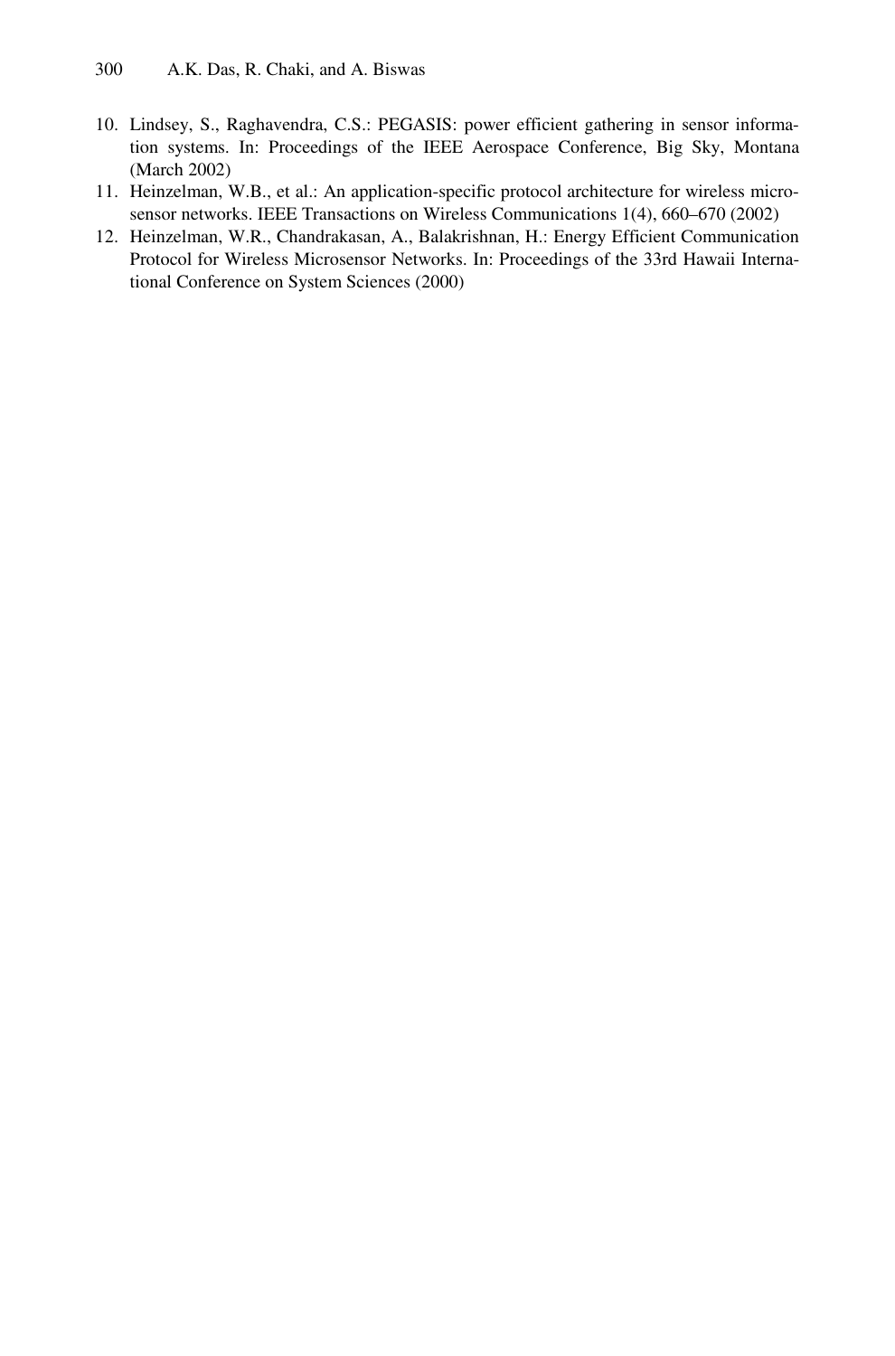10. Lindsey, S., Raghavendra, C.S.: PEGASIS: power efficient gathering in sensor information systems. In: Proceedings of the IEEE Aerospace Conference, Big Sky, Montana (March 2002)
11. Heinzelman, W.B., et al.: An application-specific protocol architecture for wireless microsensor networks. IEEE Transactions on Wireless Communications 1(4), 660–670 (2002)
12. Heinzelman, W.R., Chandrakasan, A., Balakrishnan, H.: Energy Efficient Communication Protocol for Wireless Microsensor Networks. In: Proceedings of the 33rd Hawaii International Conference on System Sciences (2000)